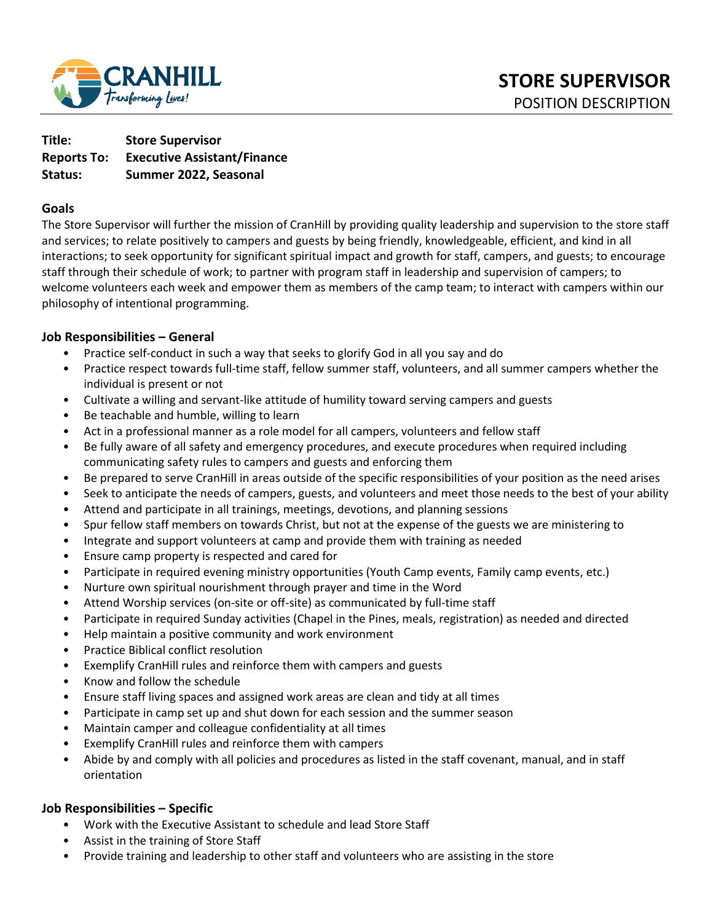# STORE SUPERVISOR

POSITION DESCRIPTION

**Title:** Store Supervisor
**Reports To:** Executive Assistant/Finance
**Status:** Summer 2022, Seasonal

## Goals

The Store Supervisor will further the mission of CranHill by providing quality leadership and supervision to the store staff and services; to relate positively to campers and guests by being friendly, knowledgeable, efficient, and kind in all interactions; to seek opportunity for significant spiritual impact and growth for staff, campers, and guests; to encourage staff through their schedule of work; to partner with program staff in leadership and supervision of campers; to welcome volunteers each week and empower them as members of the camp team; to interact with campers within our philosophy of intentional programming.

## Job Responsibilities – General

- Practice self-conduct in such a way that seeks to glorify God in all you say and do
- Practice respect towards full-time staff, fellow summer staff, volunteers, and all summer campers whether the individual is present or not
- Cultivate a willing and servant-like attitude of humility toward serving campers and guests
- Be teachable and humble, willing to learn
- Act in a professional manner as a role model for all campers, volunteers and fellow staff
- Be fully aware of all safety and emergency procedures, and execute procedures when required including communicating safety rules to campers and guests and enforcing them
- Be prepared to serve CranHill in areas outside of the specific responsibilities of your position as the need arises
- Seek to anticipate the needs of campers, guests, and volunteers and meet those needs to the best of your ability
- Attend and participate in all trainings, meetings, devotions, and planning sessions
- Spur fellow staff members on towards Christ, but not at the expense of the guests we are ministering to
- Integrate and support volunteers at camp and provide them with training as needed
- Ensure camp property is respected and cared for
- Participate in required evening ministry opportunities (Youth Camp events, Family camp events, etc.)
- Nurture own spiritual nourishment through prayer and time in the Word
- Attend Worship services (on-site or off-site) as communicated by full-time staff
- Participate in required Sunday activities (Chapel in the Pines, meals, registration) as needed and directed
- Help maintain a positive community and work environment
- Practice Biblical conflict resolution
- Exemplify CranHill rules and reinforce them with campers and guests
- Know and follow the schedule
- Ensure staff living spaces and assigned work areas are clean and tidy at all times
- Participate in camp set up and shut down for each session and the summer season
- Maintain camper and colleague confidentiality at all times
- Exemplify CranHill rules and reinforce them with campers
- Abide by and comply with all policies and procedures as listed in the staff covenant, manual, and in staff orientation

## Job Responsibilities – Specific

- Work with the Executive Assistant to schedule and lead Store Staff
- Assist in the training of Store Staff
- Provide training and leadership to other staff and volunteers who are assisting in the store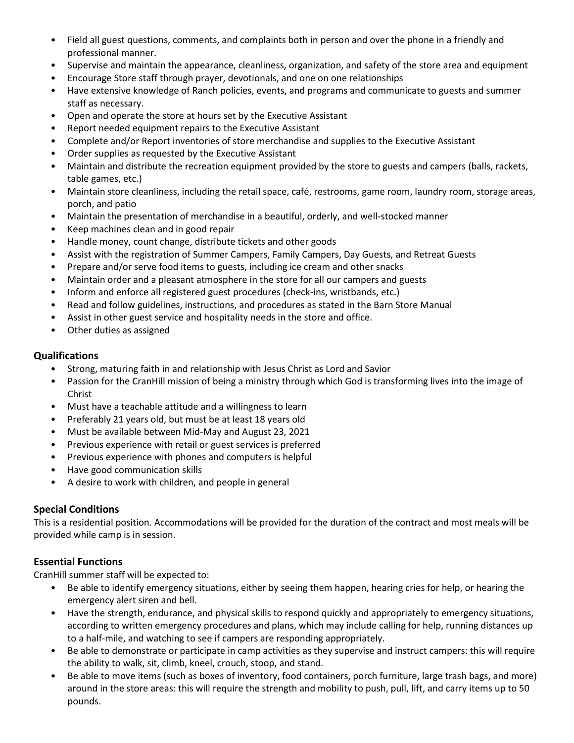- Field all guest questions, comments, and complaints both in person and over the phone in a friendly and professional manner.
- Supervise and maintain the appearance, cleanliness, organization, and safety of the store area and equipment
- Encourage Store staff through prayer, devotionals, and one on one relationships
- Have extensive knowledge of Ranch policies, events, and programs and communicate to guests and summer staff as necessary.
- Open and operate the store at hours set by the Executive Assistant
- Report needed equipment repairs to the Executive Assistant
- Complete and/or Report inventories of store merchandise and supplies to the Executive Assistant
- Order supplies as requested by the Executive Assistant
- Maintain and distribute the recreation equipment provided by the store to guests and campers (balls, rackets, table games, etc.)
- Maintain store cleanliness, including the retail space, café, restrooms, game room, laundry room, storage areas, porch, and patio
- Maintain the presentation of merchandise in a beautiful, orderly, and well-stocked manner
- Keep machines clean and in good repair
- Handle money, count change, distribute tickets and other goods
- Assist with the registration of Summer Campers, Family Campers, Day Guests, and Retreat Guests
- Prepare and/or serve food items to guests, including ice cream and other snacks
- Maintain order and a pleasant atmosphere in the store for all our campers and guests
- Inform and enforce all registered guest procedures (check-ins, wristbands, etc.)
- Read and follow guidelines, instructions, and procedures as stated in the Barn Store Manual
- Assist in other guest service and hospitality needs in the store and office.
- Other duties as assigned

### Qualifications

- Strong, maturing faith in and relationship with Jesus Christ as Lord and Savior
- Passion for the CranHill mission of being a ministry through which God is transforming lives into the image of Christ
- Must have a teachable attitude and a willingness to learn
- Preferably 21 years old, but must be at least 18 years old
- Must be available between Mid-May and August 23, 2021
- Previous experience with retail or guest services is preferred
- Previous experience with phones and computers is helpful
- Have good communication skills
- A desire to work with children, and people in general

### Special Conditions

This is a residential position. Accommodations will be provided for the duration of the contract and most meals will be provided while camp is in session.

### Essential Functions

CranHill summer staff will be expected to:

- Be able to identify emergency situations, either by seeing them happen, hearing cries for help, or hearing the emergency alert siren and bell.
- Have the strength, endurance, and physical skills to respond quickly and appropriately to emergency situations, according to written emergency procedures and plans, which may include calling for help, running distances up to a half-mile, and watching to see if campers are responding appropriately.
- Be able to demonstrate or participate in camp activities as they supervise and instruct campers: this will require the ability to walk, sit, climb, kneel, crouch, stoop, and stand.
- Be able to move items (such as boxes of inventory, food containers, porch furniture, large trash bags, and more) around in the store areas: this will require the strength and mobility to push, pull, lift, and carry items up to 50 pounds.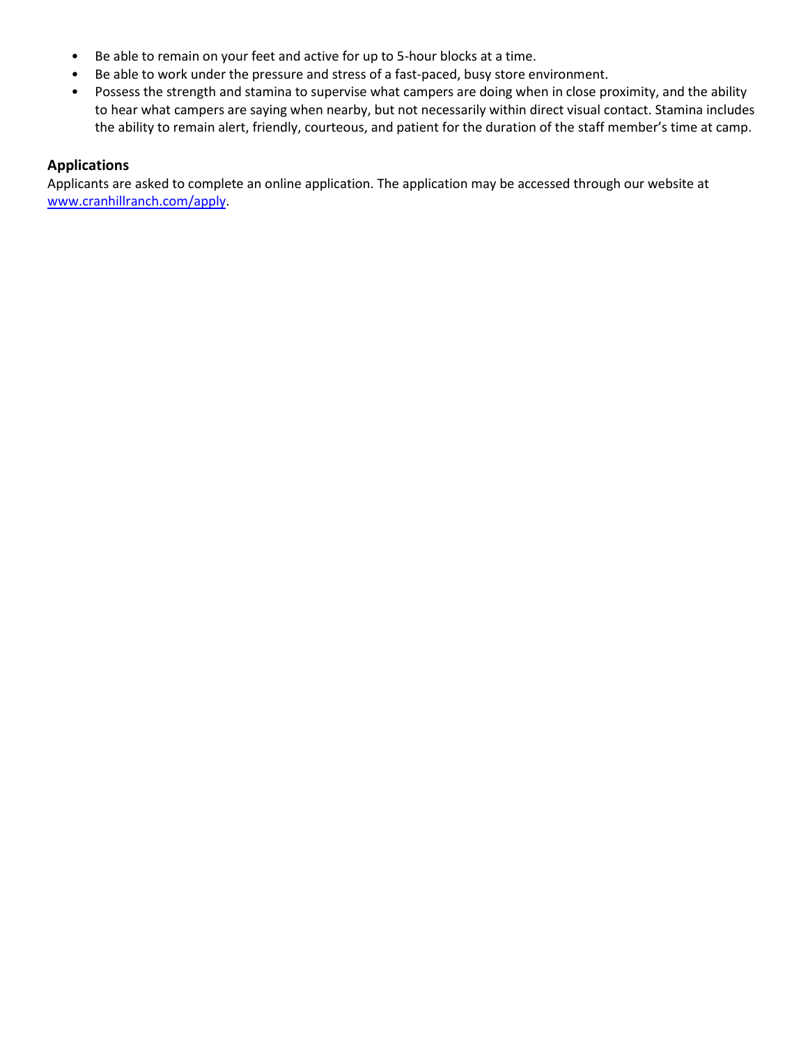- Be able to remain on your feet and active for up to 5-hour blocks at a time.
- Be able to work under the pressure and stress of a fast-paced, busy store environment.
- Possess the strength and stamina to supervise what campers are doing when in close proximity, and the ability to hear what campers are saying when nearby, but not necessarily within direct visual contact. Stamina includes the ability to remain alert, friendly, courteous, and patient for the duration of the staff member's time at camp.

### Applications

Applicants are asked to complete an online application. The application may be accessed through our website at [www.cranhillranch.com/apply](www.cranhillranch.com/apply).